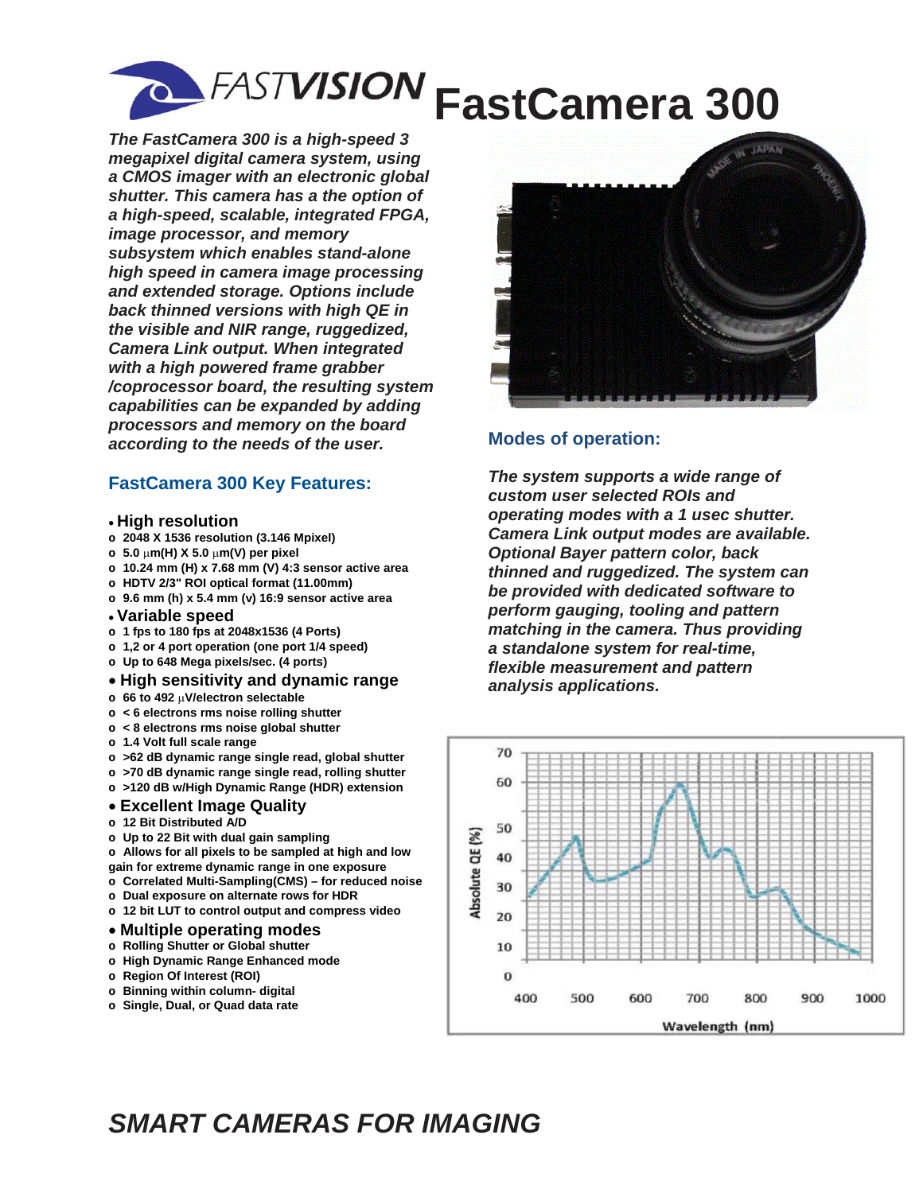# FASTVISION FastCamera 300

*The FastCamera 300 is a high-speed 3 megapixel digital camera system, using a CMOS imager with an electronic global shutter. This camera has a the option of a high-speed, scalable, integrated FPGA, image processor, and memory subsystem which enables stand-alone high speed in camera image processing and extended storage. Options include back thinned versions with high QE in the visible and NIR range, ruggedized, Camera Link output. When integrated with a high powered frame grabber /coprocessor board, the resulting system capabilities can be expanded by adding processors and memory on the board according to the needs of the user.*

## FastCamera 300 Key Features:

- **High resolution**
  - 2048 X 1536 resolution (3.146 Mpixel)
  - 5.0 μm(H) X 5.0 μm(V) per pixel
  - 10.24 mm (H) x 7.68 mm (V) 4:3 sensor active area
  - HDTV 2/3" ROI optical format (11.00mm)
  - 9.6 mm (h) x 5.4 mm (v) 16:9 sensor active area
- **Variable speed**
  - 1 fps to 180 fps at 2048x1536 (4 Ports)
  - 1,2 or 4 port operation (one port 1/4 speed)
  - Up to 648 Mega pixels/sec. (4 ports)
- **High sensitivity and dynamic range**
  - 66 to 492 μV/electron selectable
  - < 6 electrons rms noise rolling shutter
  - < 8 electrons rms noise global shutter
  - 1.4 Volt full scale range
  - >62 dB dynamic range single read, global shutter
  - >70 dB dynamic range single read, rolling shutter
  - >120 dB w/High Dynamic Range (HDR) extension
- **Excellent Image Quality**
  - 12 Bit Distributed A/D
  - Up to 22 Bit with dual gain sampling
  - Allows for all pixels to be sampled at high and low gain for extreme dynamic range in one exposure
  - Correlated Multi-Sampling(CMS) – for reduced noise
  - Dual exposure on alternate rows for HDR
  - 12 bit LUT to control output and compress video
- **Multiple operating modes**
  - Rolling Shutter or Global shutter
  - High Dynamic Range Enhanced mode
  - Region Of Interest (ROI)
  - Binning within column- digital
  - Single, Dual, or Quad data rate

## Modes of operation:

*The system supports a wide range of custom user selected ROIs and operating modes with a 1 usec shutter. Camera Link output modes are available. Optional Bayer pattern color, back thinned and ruggedized. The system can be provided with dedicated software to perform gauging, tooling and pattern matching in the camera. Thus providing a standalone system for real-time, flexible measurement and pattern analysis applications.*

Absolute QE (%) vs. Wavelength (nm)

## *SMART CAMERAS FOR IMAGING*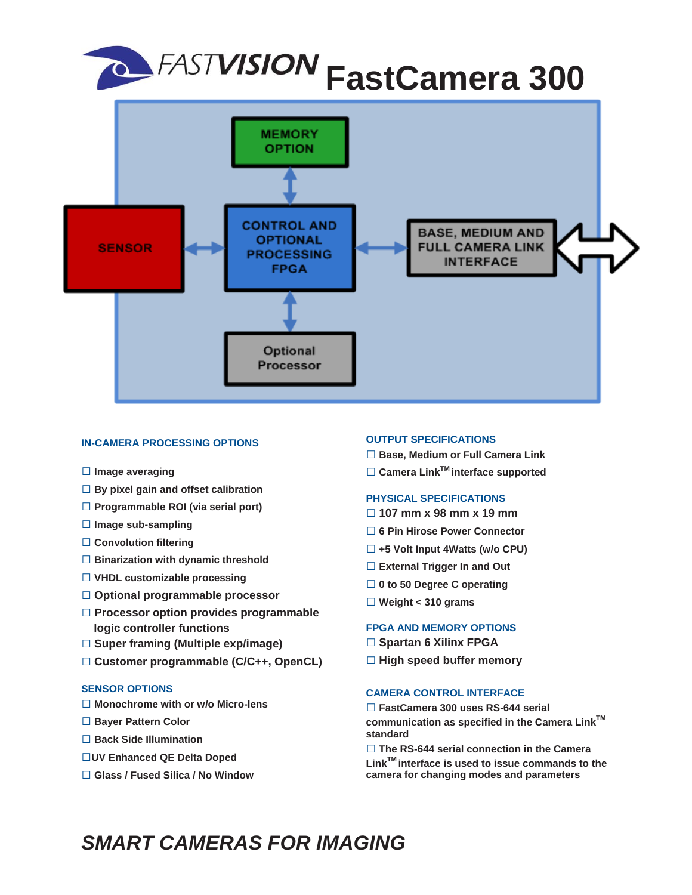# FASTVISION FastCamera 300

MEMORY OPTION

SENSOR

CONTROL AND OPTIONAL PROCESSING FPGA

BASE, MEDIUM AND FULL CAMERA LINK INTERFACE

Optional Processor

### IN-CAMERA PROCESSING OPTIONS

- ☐ Image averaging
- ☐ By pixel gain and offset calibration
- ☐ Programmable ROI (via serial port)
- ☐ Image sub-sampling
- ☐ Convolution filtering
- ☐ Binarization with dynamic threshold
- ☐ VHDL customizable processing
- ☐ Optional programmable processor
- ☐ Processor option provides programmable logic controller functions
- ☐ Super framing (Multiple exp/image)
- ☐ Customer programmable (C/C++, OpenCL)

### SENSOR OPTIONS

- ☐ Monochrome with or w/o Micro-lens
- ☐ Bayer Pattern Color
- ☐ Back Side Illumination
- ☐ UV Enhanced QE Delta Doped
- ☐ Glass / Fused Silica / No Window

### OUTPUT SPECIFICATIONS

- ☐ Base, Medium or Full Camera Link
- ☐ Camera Link™ interface supported

### PHYSICAL SPECIFICATIONS

- ☐ 107 mm x 98 mm x 19 mm
- ☐ 6 Pin Hirose Power Connector
- ☐ +5 Volt Input 4Watts (w/o CPU)
- ☐ External Trigger In and Out
- ☐ 0 to 50 Degree C operating
- ☐ Weight < 310 grams

### FPGA AND MEMORY OPTIONS

- ☐ Spartan 6 Xilinx FPGA
- ☐ High speed buffer memory

### CAMERA CONTROL INTERFACE

- ☐ FastCamera 300 uses RS-644 serial communication as specified in the Camera Link™ standard
- ☐ The RS-644 serial connection in the Camera Link™ interface is used to issue commands to the camera for changing modes and parameters

## *SMART CAMERAS FOR IMAGING*